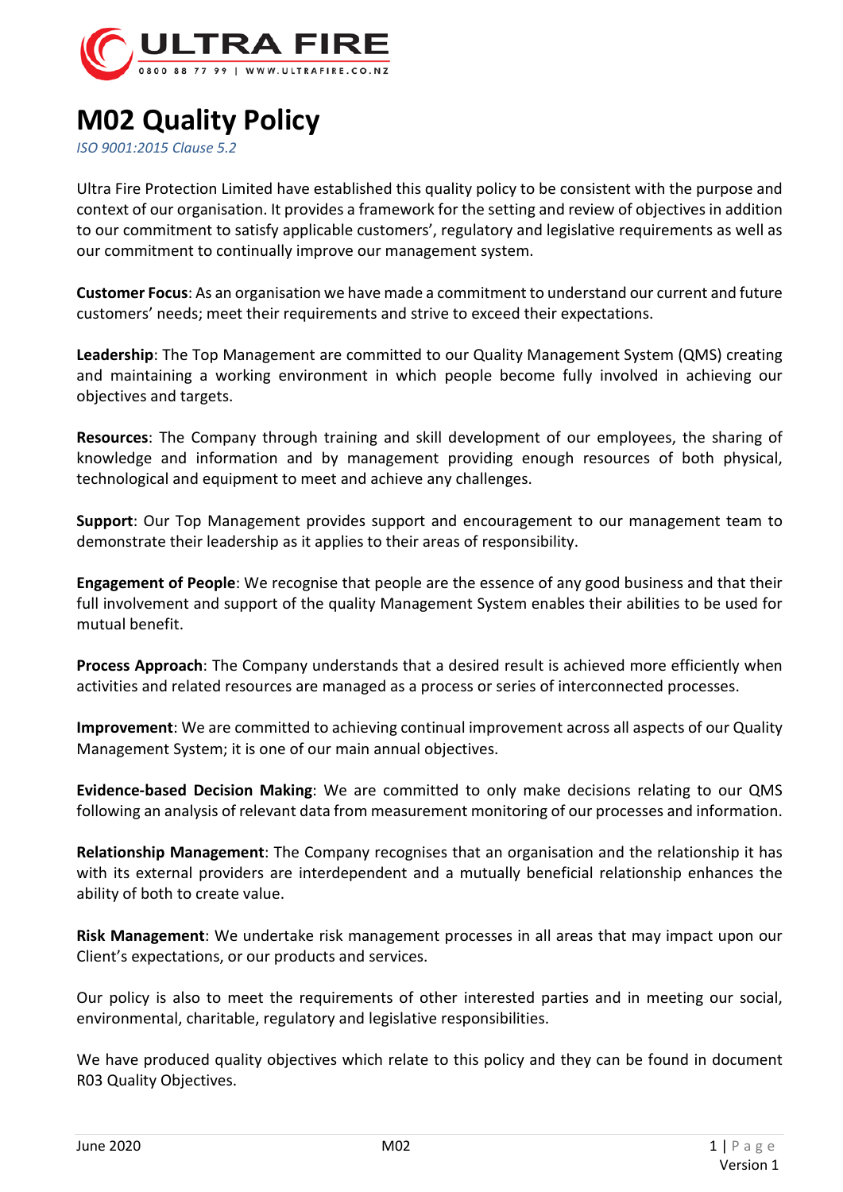# M02 Quality Policy

*ISO 9001:2015 Clause 5.2*

Ultra Fire Protection Limited have established this quality policy to be consistent with the purpose and context of our organisation. It provides a framework for the setting and review of objectives in addition to our commitment to satisfy applicable customers', regulatory and legislative requirements as well as our commitment to continually improve our management system.

**Customer Focus**: As an organisation we have made a commitment to understand our current and future customers' needs; meet their requirements and strive to exceed their expectations.

**Leadership**: The Top Management are committed to our Quality Management System (QMS) creating and maintaining a working environment in which people become fully involved in achieving our objectives and targets.

**Resources**: The Company through training and skill development of our employees, the sharing of knowledge and information and by management providing enough resources of both physical, technological and equipment to meet and achieve any challenges.

**Support**: Our Top Management provides support and encouragement to our management team to demonstrate their leadership as it applies to their areas of responsibility.

**Engagement of People**: We recognise that people are the essence of any good business and that their full involvement and support of the quality Management System enables their abilities to be used for mutual benefit.

**Process Approach**: The Company understands that a desired result is achieved more efficiently when activities and related resources are managed as a process or series of interconnected processes.

**Improvement**: We are committed to achieving continual improvement across all aspects of our Quality Management System; it is one of our main annual objectives.

**Evidence-based Decision Making**: We are committed to only make decisions relating to our QMS following an analysis of relevant data from measurement monitoring of our processes and information.

**Relationship Management**: The Company recognises that an organisation and the relationship it has with its external providers are interdependent and a mutually beneficial relationship enhances the ability of both to create value.

**Risk Management**: We undertake risk management processes in all areas that may impact upon our Client's expectations, or our products and services.

Our policy is also to meet the requirements of other interested parties and in meeting our social, environmental, charitable, regulatory and legislative responsibilities.

We have produced quality objectives which relate to this policy and they can be found in document R03 Quality Objectives.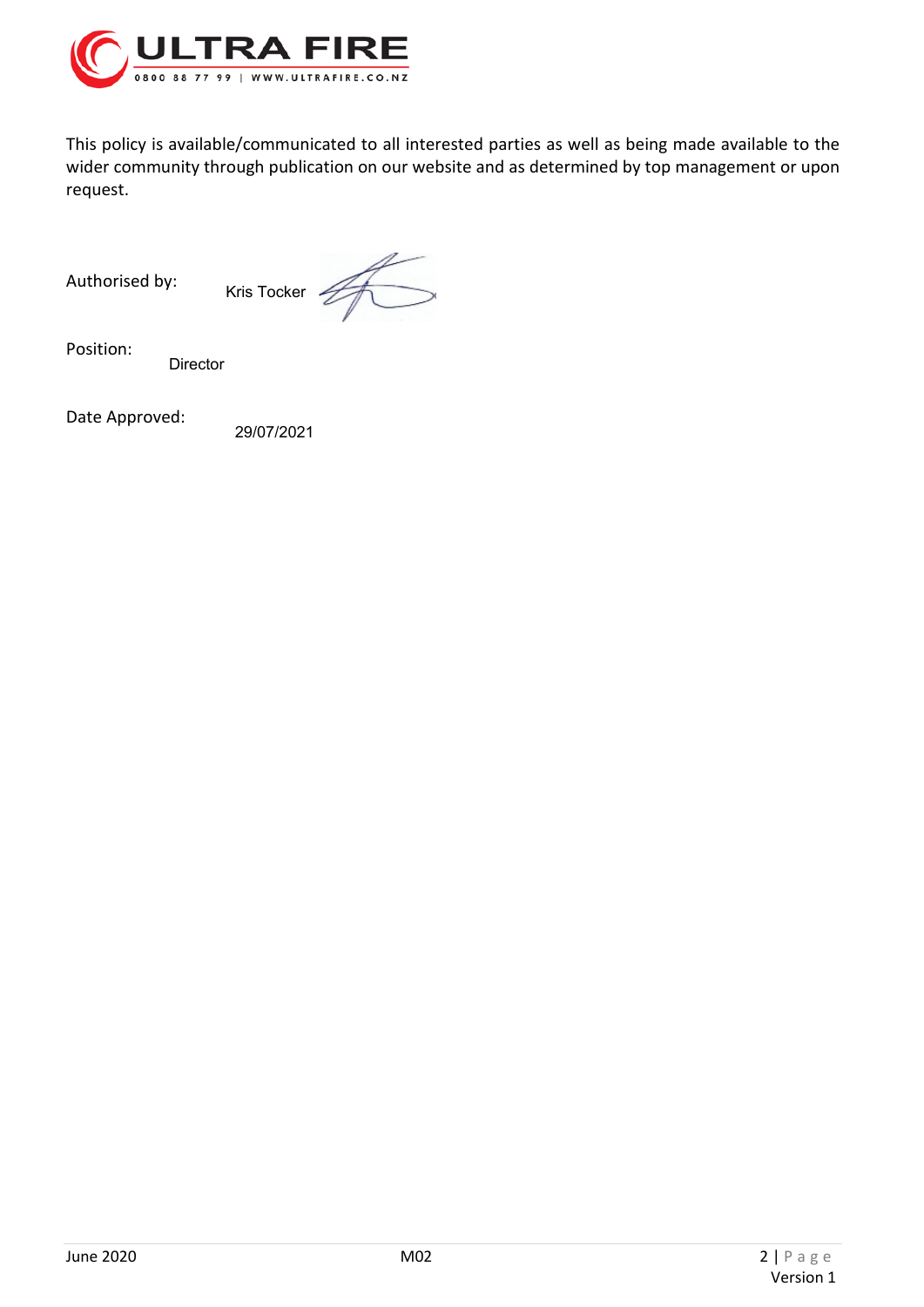This policy is available/communicated to all interested parties as well as being made available to the wider community through publication on our website and as determined by top management or upon request.

Authorised by: Kris Tocker

Position: Director

Date Approved: 29/07/2021